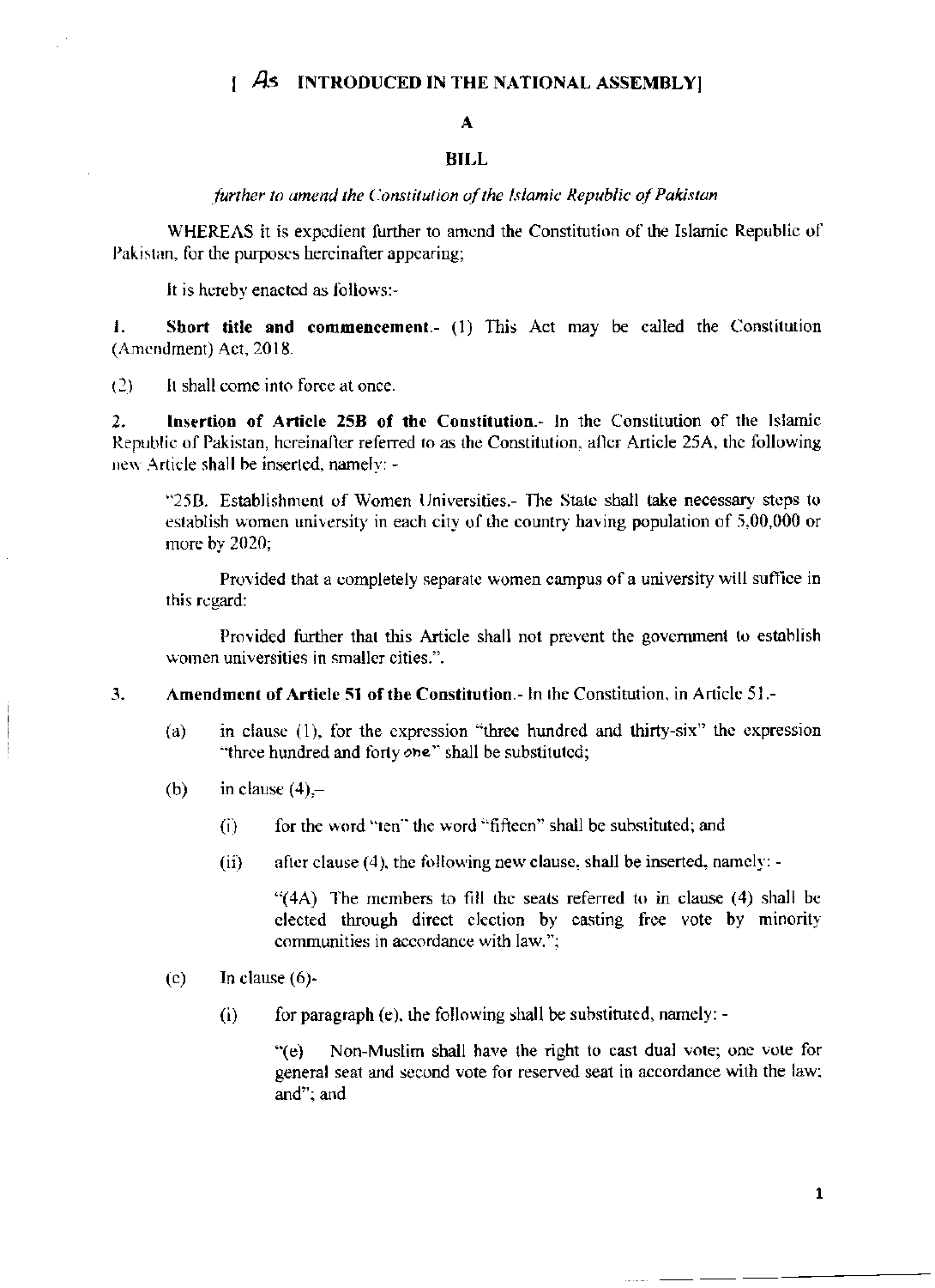[ As INTRODUCED IN THE NATIONAL ASSEMBLY]

**A**

**BILL**

*further to amend the Constitution of the Islamic Republic of Pakistan*

WHEREAS it is expedient further to amend the Constitution of the Islamic Republic of Pakistan, for the purposes hereinafter appearing;

It is hereby enacted as follows:-

1. **Short title and commencement.**- (1) This Act may be called the Constitution (Amendment) Act, 2018.

(2) It shall come into force at once.

2. **Insertion of Article 25B of the Constitution.**- In the Constitution of the Islamic Republic of Pakistan, hereinafter referred to as the Constitution, after Article 25A, the following new Article shall be inserted, namely: -

> "25B. Establishment of Women Universities.- The State shall take necessary steps to establish women university in each city of the country having population of 5,00,000 or more by 2020;
>
> Provided that a completely separate women campus of a university will suffice in this regard:
>
> Provided further that this Article shall not prevent the government to establish women universities in smaller cities.".

3. **Amendment of Article 51 of the Constitution.**- In the Constitution, in Article 51.-

(a) in clause (1), for the expression "three hundred and thirty-six" the expression "three hundred and forty one" shall be substituted;

(b) in clause (4),–

(i) for the word "ten" the word "fifteen" shall be substituted; and

(ii) after clause (4), the following new clause, shall be inserted, namely: -

> "(4A) The members to fill the seats referred to in clause (4) shall be elected through direct election by casting free vote by minority communities in accordance with law.";

(c) In clause (6)-

(i) for paragraph (e), the following shall be substituted, namely: -

> "(e) Non-Muslim shall have the right to cast dual vote; one vote for general seat and second vote for reserved seat in accordance with the law; and"; and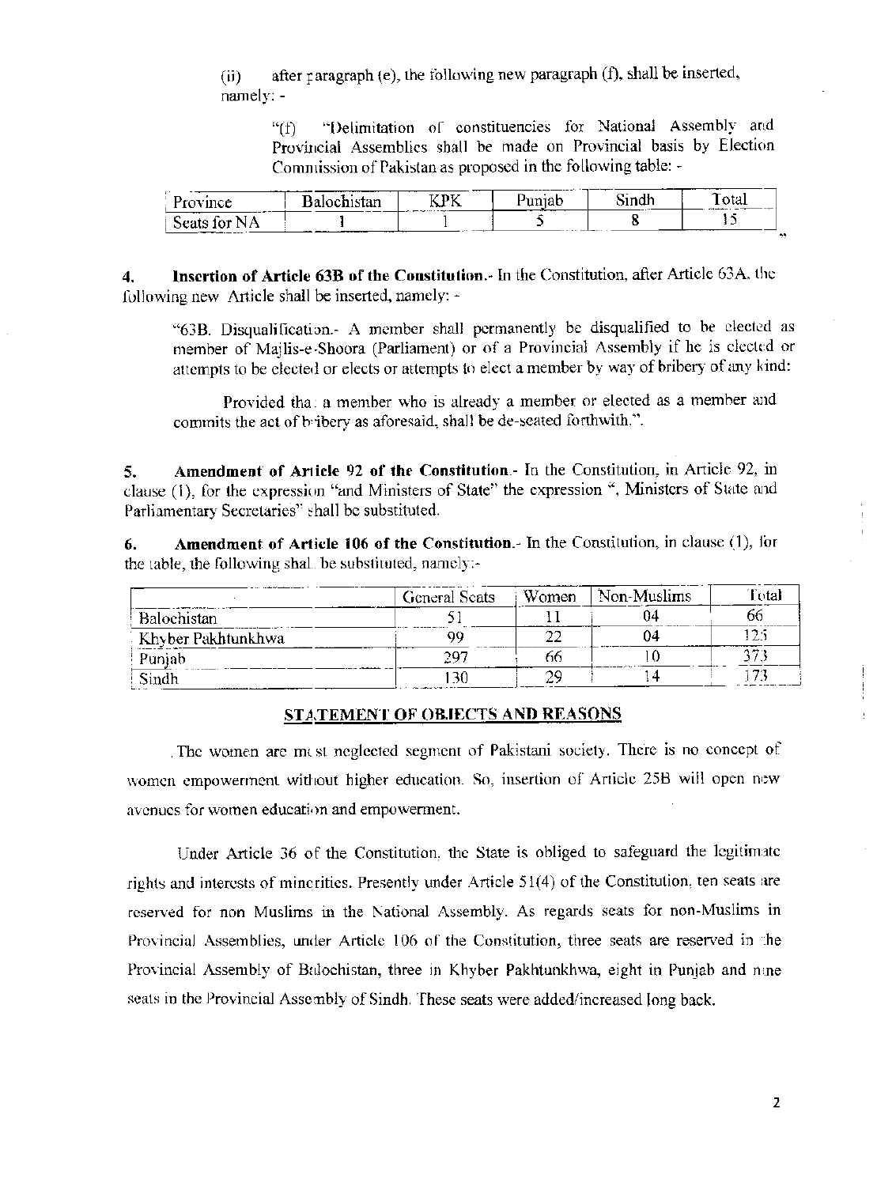(ii) after paragraph (e), the following new paragraph (f), shall be inserted, namely: -

> "(f) "Delimitation of constituencies for National Assembly and Provincial Assemblies shall be made on Provincial basis by Election Commission of Pakistan as proposed in the following table: -

| Province | Balochistan | KPK | Punjab | Sindh | Total |
|---|---|---|---|---|---|
| Seats for NA | 1 | 1 | 5 | 8 | 15 |

"

**4. Insertion of Article 63B of the Constitution.**- In the Constitution, after Article 63A, the following new Article shall be inserted, namely: -

> "63B. Disqualification.- A member shall permanently be disqualified to be elected as member of Majlis-e-Shoora (Parliament) or of a Provincial Assembly if he is elected or attempts to be elected or elects or attempts to elect a member by way of bribery of any kind:
>
> Provided that a member who is already a member or elected as a member and commits the act of bribery as aforesaid, shall be de-seated forthwith.".

**5. Amendment of Article 92 of the Constitution.**- In the Constitution, in Article 92, in clause (1), for the expression "and Ministers of State" the expression ", Ministers of State and Parliamentary Secretaries" shall be substituted.

**6. Amendment of Article 106 of the Constitution.**- In the Constitution, in clause (1), for the table, the following shall be substituted, namely:-

| | General Seats | Women | Non-Muslims | Total |
|---|---|---|---|---|
| Balochistan | 51 | 11 | 04 | 66 |
| Khyber Pakhtunkhwa | 99 | 22 | 04 | 125 |
| Punjab | 297 | 66 | 10 | 373 |
| Sindh | 130 | 29 | 14 | 173 |

## STATEMENT OF OBJECTS AND REASONS

The women are most neglected segment of Pakistani society. There is no concept of women empowerment without higher education. So, insertion of Article 25B will open new avenues for women education and empowerment.

Under Article 36 of the Constitution, the State is obliged to safeguard the legitimate rights and interests of minorities. Presently under Article 51(4) of the Constitution, ten seats are reserved for non Muslims in the National Assembly. As regards seats for non-Muslims in Provincial Assemblies, under Article 106 of the Constitution, three seats are reserved in the Provincial Assembly of Balochistan, three in Khyber Pakhtunkhwa, eight in Punjab and nine seats in the Provincial Assembly of Sindh. These seats were added/increased long back.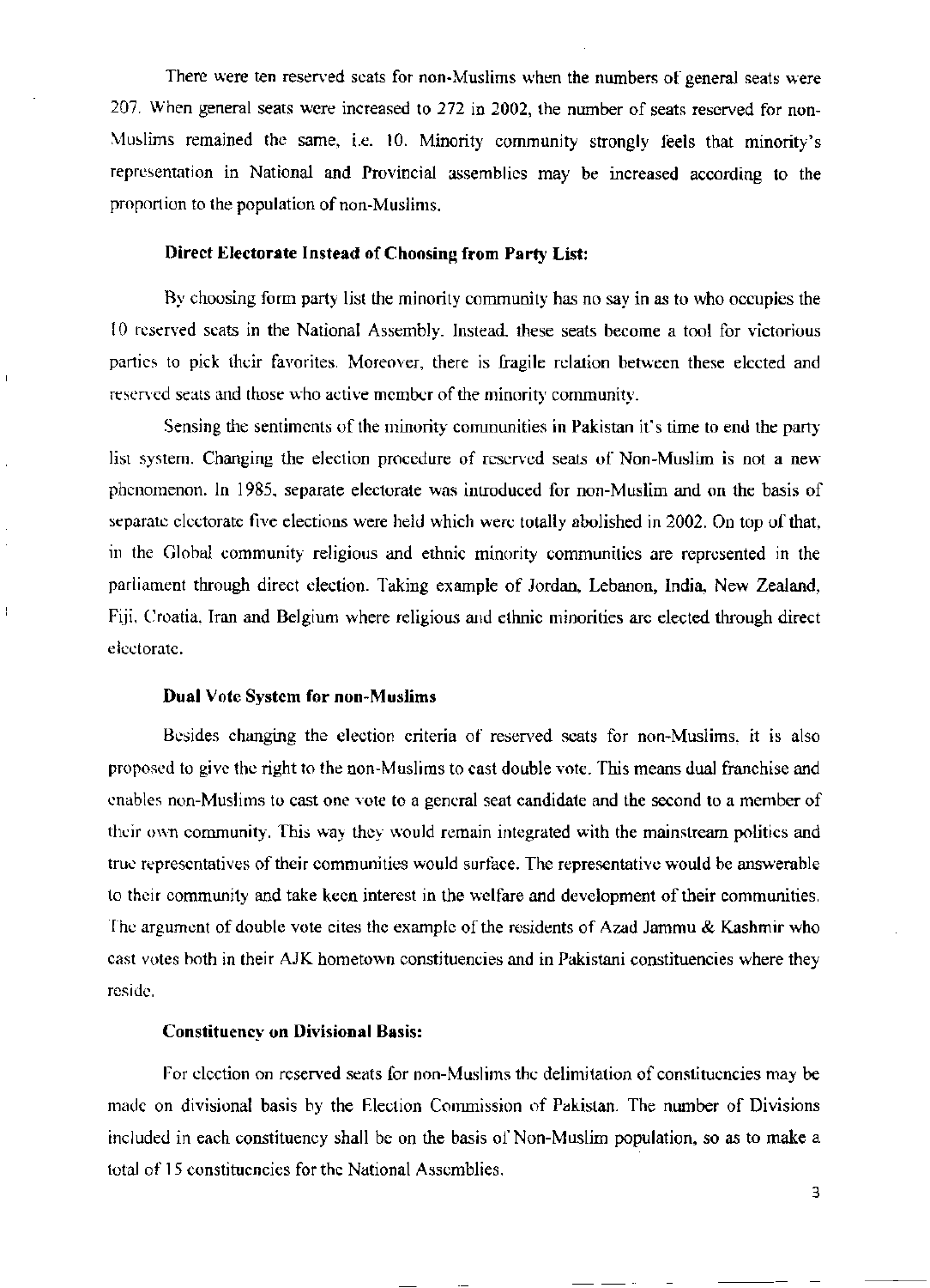There were ten reserved seats for non-Muslims when the numbers of general seats were 207. When general seats were increased to 272 in 2002, the number of seats reserved for non-Muslims remained the same, i.e. 10. Minority community strongly feels that minority's representation in National and Provincial assemblies may be increased according to the proportion to the population of non-Muslims.

**Direct Electorate Instead of Choosing from Party List:**

By choosing form party list the minority community has no say in as to who occupies the 10 reserved seats in the National Assembly. Instead, these seats become a tool for victorious parties to pick their favorites. Moreover, there is fragile relation between these elected and reserved seats and those who active member of the minority community.

Sensing the sentiments of the minority communities in Pakistan it's time to end the party list system. Changing the election procedure of reserved seats of Non-Muslim is not a new phenomenon. In 1985, separate electorate was introduced for non-Muslim and on the basis of separate electorate five elections were held which were totally abolished in 2002. On top of that, in the Global community religious and ethnic minority communities are represented in the parliament through direct election. Taking example of Jordan, Lebanon, India, New Zealand, Fiji, Croatia, Iran and Belgium where religious and ethnic minorities are elected through direct electorate.

**Dual Vote System for non-Muslims**

Besides changing the election criteria of reserved seats for non-Muslims, it is also proposed to give the right to the non-Muslims to cast double vote. This means dual franchise and enables non-Muslims to cast one vote to a general seat candidate and the second to a member of their own community. This way they would remain integrated with the mainstream politics and true representatives of their communities would surface. The representative would be answerable to their community and take keen interest in the welfare and development of their communities. The argument of double vote cites the example of the residents of Azad Jammu & Kashmir who cast votes both in their AJK hometown constituencies and in Pakistani constituencies where they reside.

**Constituency on Divisional Basis:**

For election on reserved seats for non-Muslims the delimitation of constituencies may be made on divisional basis by the Election Commission of Pakistan. The number of Divisions included in each constituency shall be on the basis of Non-Muslim population, so as to make a total of 15 constituencies for the National Assemblies.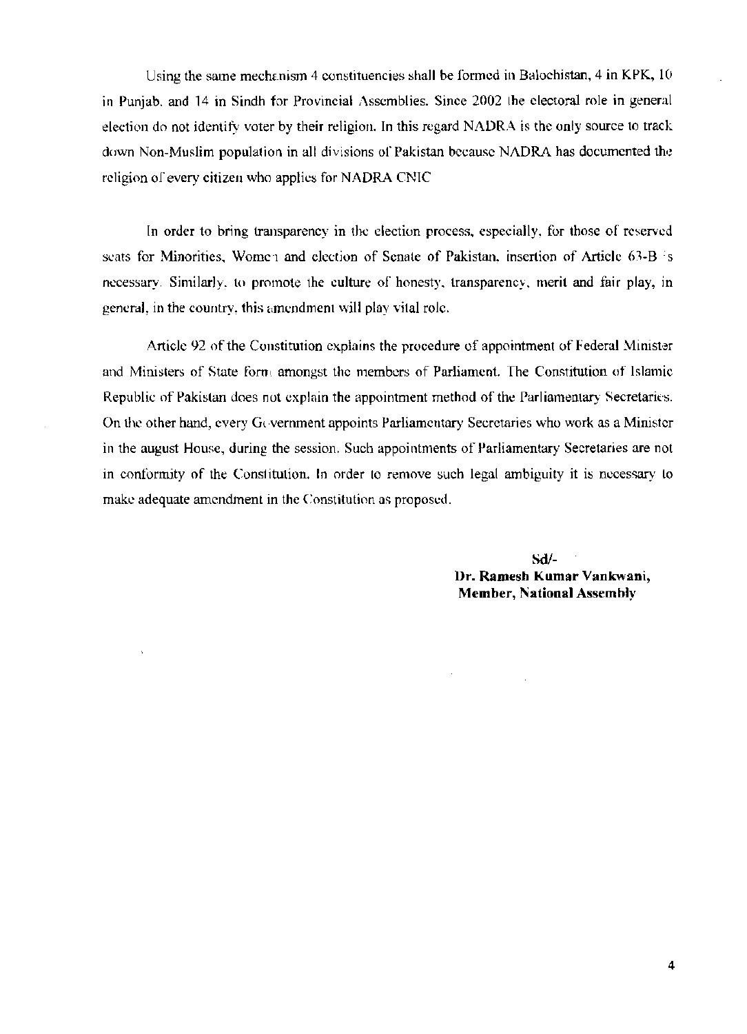Using the same mechanism 4 constituencies shall be formed in Balochistan, 4 in KPK, 10 in Punjab, and 14 in Sindh for Provincial Assemblies. Since 2002 the electoral role in general election do not identify voter by their religion. In this regard NADRA is the only source to track down Non-Muslim population in all divisions of Pakistan because NADRA has documented the religion of every citizen who applies for NADRA CNIC

In order to bring transparency in the election process, especially, for those of reserved seats for Minorities, Women and election of Senate of Pakistan, insertion of Article 63-B is necessary. Similarly, to promote the culture of honesty, transparency, merit and fair play, in general, in the country, this amendment will play vital role.

Article 92 of the Constitution explains the procedure of appointment of Federal Minister and Ministers of State form amongst the members of Parliament. The Constitution of Islamic Republic of Pakistan does not explain the appointment method of the Parliamentary Secretaries. On the other hand, every Government appoints Parliamentary Secretaries who work as a Minister in the august House, during the session. Such appointments of Parliamentary Secretaries are not in conformity of the Constitution. In order to remove such legal ambiguity it is necessary to make adequate amendment in the Constitution as proposed.

**Sd/-**
**Dr. Ramesh Kumar Vankwani,**
**Member, National Assembly**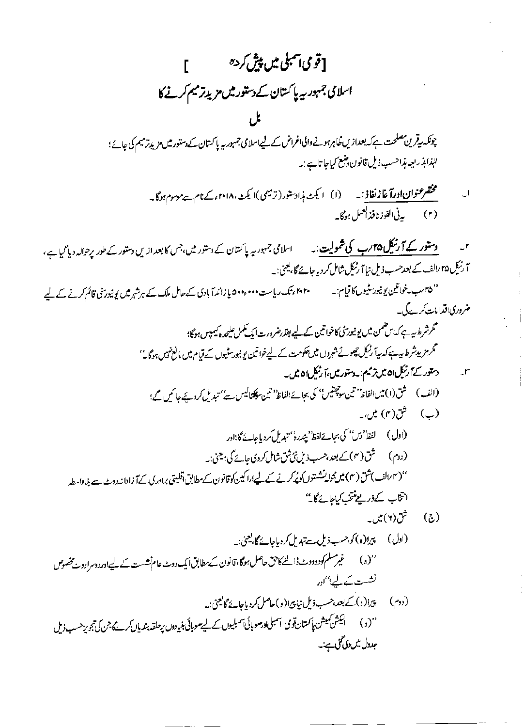# [قومی اسمبلی میں پیش کردہ ]

## اسلامی جمہوریہ پاکستان کے دستور میں مزید ترمیم کرنے کا

## بل

چونکہ یہ قرین مصلحت ہے کہ بعدازیں ظاہر ہونے والی اغراض کے لیے اسلامی جمہوریہ پاکستان کے دستور میں مزید ترمیم کی جائے؛

لہٰذا بذریعہ ہذا حسب ذیل قانون وضع کیا جاتا ہے:-

۱۔ **مختصر عنوان اور آغاز نفاذ:-** (۱) ایکٹ ہذا دستور (ترمیمی) ایکٹ، ۲۰۱۸ء کے نام سے موسوم ہوگا۔

(۲) یہ فی الفور نافذ العمل ہوگا۔

۲۔ **دستور کے آرٹیکل ۲۵/ب کی شمولیت:-** اسلامی جمہوریہ پاکستان کے دستور میں، جس کا بعد ازیں دستور کے طور پر حوالہ دیا گیا ہے، آرٹیکل ۲۵/الف کے بعد حسب ذیل نیا آرٹیکل شامل کر دیا جائے گا، یعنی:-

"۲۵ب۔ خواتین یونیورسٹیوں کا قیام:- ۲۰۲۰ء تک ریاست ۵۰۰،۰۰۰ یا زائد آبادی کے حامل ملک کے ہر شہر میں یونیورسٹی قائم کرنے کے لیے ضروری اقدامات کرے گی۔

مگر شرط یہ ہے کہ اس ضمن میں یونیورسٹی کا خواتین کے لیے بقدر ضرورت ایک مکمل علیحدہ کیمپس ہوگا؛

مگر مزید شرط یہ ہے کہ یہ آرٹیکل چھوٹے شہروں میں حکومت کے لیے خواتین یونیورسٹیوں کے قیام میں مانع نہیں ہوگا۔"

۳۔ دستور کے آرٹیکل ۵۱ میں ترمیم:۔ دستور میں، آرٹیکل ۵۱ میں۔

(الف) شق (۱) میں الفاظ "تین سو چھتیس" کی بجائے الفاظ "تین سو چھیالیس سے" تبدیل کر دیے جائیں گے؛

(ب) شق (۴) میں،۔

(اول) لفظ "دس" کی بجائے لفظ "پندرہ" تبدیل کر دیا جائے گا؛ اور

(دوم) شق (۴) کے بعد، حسب ذیل نئی شق شامل کر دی جائے گی، یعنی:-

"(۴/الف) شق (۴) میں محولہ نشستوں کو پُر کرنے کے لیے اراکین کو قانون کے مطابق اقلیتی برادری کے آزادانہ ووٹ سے بلا واسطہ انتخاب کے ذریعے منتخب کیا جائے گا۔"

(ج) شق (۶) میں۔

(اول) پیرا (ہ) کو، حسب ذیل سے تبدیل کر دیا جائے گا، یعنی:-

"(ہ) غیر مسلم کو دو ووٹ ڈالنے کا حق حاصل ہوگا، قانون کے مطابق ایک ووٹ عام نشست کے لیے اور دوسرا ووٹ مخصوص نشست کے لیے؛" اور

(دوم) پیرا (ہ) کے بعد، حسب ذیل نیا پیرا (و) حاصل کر دیا جائے گا، یعنی:-

"(و) الیکشن کمیشن پاکستان قومی اسمبلی اور صوبائی اسمبلیوں کے لیے صوبائی بنیادوں پر حلقہ بندیاں کرے گا جن کی تجویز حسب ذیل جدول میں دی گئی ہے:-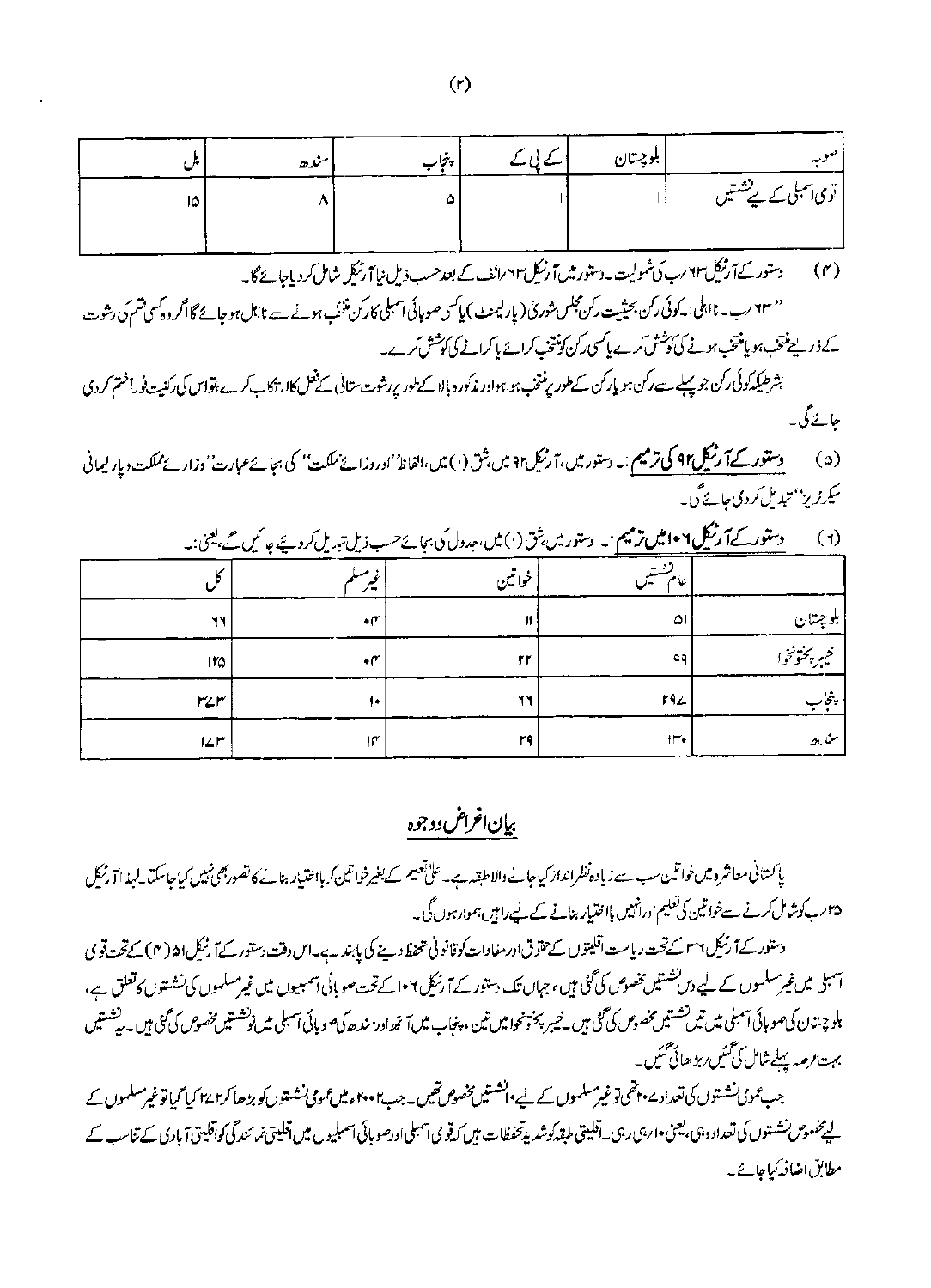| صوبہ | بلوچستان | کے پی کے | پنجاب | سندھ | کل |
|---|---|---|---|---|---|
| قومی اسمبلی کے لیے نشستیں | ۱ | ۱ | ۵ | ۸ | ۱۵ |

(۴) دستور کے آرٹیکل ۶۳ ب کی شمولیت۔ دستور میں آرٹیکل ۶۳ الف کے بعد حسب ذیل نیا آرٹیکل شامل کر دیا جائے گا۔

" ۶۳ ب۔ نااہلی:۔ کوئی رکن بحیثیت رکن مجلس شوریٰ (پارلیمنٹ) یا کسی صوبائی اسمبلی کا رکن منتخب ہونے سے نااہل ہو جائے گا اگر وہ کسی قسم کی رشوت کے ذریعے منتخب ہو یا منتخب ہونے کی کوشش کرے یا کسی رکن کو منتخب کرائے یا کرانے کی کوشش کرے۔

بشرطیکہ کوئی رکن جو پہلے سے رکن ہو یا رکن کے طور پر منتخب ہوا ہو اور مذکورہ بالا کے طور پر رشوت ستانی کے فعل کا ارتکاب کرے، تو اس کی رکنیت فوراً ختم کر دی جائے گی۔

(۵) **دستور کے آرٹیکل ۹۲ کی ترمیم**:۔ دستور میں، آرٹیکل ۹۲ میں، شق (۱) میں، الفاظ "اور وزرائے مملکت" کی بجائے عبارت "وزرائے مملکت و پارلیمانی سیکریٹریز" تبدیل کر دی جائے گی۔

(۶) **دستور کے آرٹیکل ۱۰۶ میں ترمیم**:۔ دستور میں، شق (۱) میں، جدول کی بجائے حسب ذیل تبدیل کر دیئے جائیں گے، یعنی:۔

| | عام نشستیں | خواتین | غیر مسلم | کل |
|---|---|---|---|---|
| بلوچستان | ۵۱ | ۱۱ | ۰۴ | ۶۶ |
| خیبر پختونخوا | ۹۹ | ۲۲ | ۰۴ | ۱۲۵ |
| پنجاب | ۲۹۷ | ۶۶ | ۱۰ | ۳۷۳ |
| سندھ | ۱۳۰ | ۲۹ | ۱۴ | ۱۷۳ |

## بیان اغراض و وجوہ

پاکستانی معاشرہ میں خواتین سب سے زیادہ نظر انداز کیا جانے والا طبقہ ہے۔ اعلیٰ تعلیم کے بغیر خواتین کو بااختیار بنانے کا تصور بھی نہیں کیا جا سکتا۔ لہٰذا آرٹیکل ۲۵ ب کو شامل کرنے سے خواتین کی تعلیم اور انہیں بااختیار بنانے کے لیے راہیں ہموار ہوں گی۔

دستور کے آرٹیکل ۳۶ کے تحت ریاست اقلیتوں کے حقوق اور مفادات کو قانونی تحفظ دینے کی پابند ہے۔ اس وقت دستور کے آرٹیکل ۵۱ (۴) کے تحت قومی اسمبلی میں غیر مسلموں کے لیے دس نشستیں مخصوص کی گئی ہیں، جہاں تک دستور کے آرٹیکل ۱۰۶ کے تحت صوبائی اسمبلیوں میں غیر مسلموں کی نشستوں کا تعلق ہے، بلوچستان کی صوبائی اسمبلی میں تین نشستیں مخصوص کی گئی ہیں۔ خیبر پختونخوا میں تین، پنجاب میں آٹھ اور سندھ کی صوبائی اسمبلی میں نو نشستیں مخصوص کی گئی ہیں۔ یہ نشستیں بہت عرصہ پہلے شامل کی گئیں / بڑھائی گئیں۔

جب عمومی نشستوں کی تعداد ۲۰۷ تھی تو غیر مسلموں کے لیے ۱۰ نشستیں مخصوص تھیں۔ جب ۲۰۰۲ء میں عمومی نشستوں کو بڑھا کر ۲۷۲ کیا گیا تو غیر مسلموں کے لیے مخصوص نشستوں کی تعداد وہی، یعنی ۱۰ رہی۔ اقلیتی طبقہ کو شدید تحفظات ہیں کہ قومی اسمبلی اور صوبائی اسمبلیوں میں اقلیتی نمائندگی کو اقلیتی آبادی کے تناسب کے مطابق اضافہ کیا جائے۔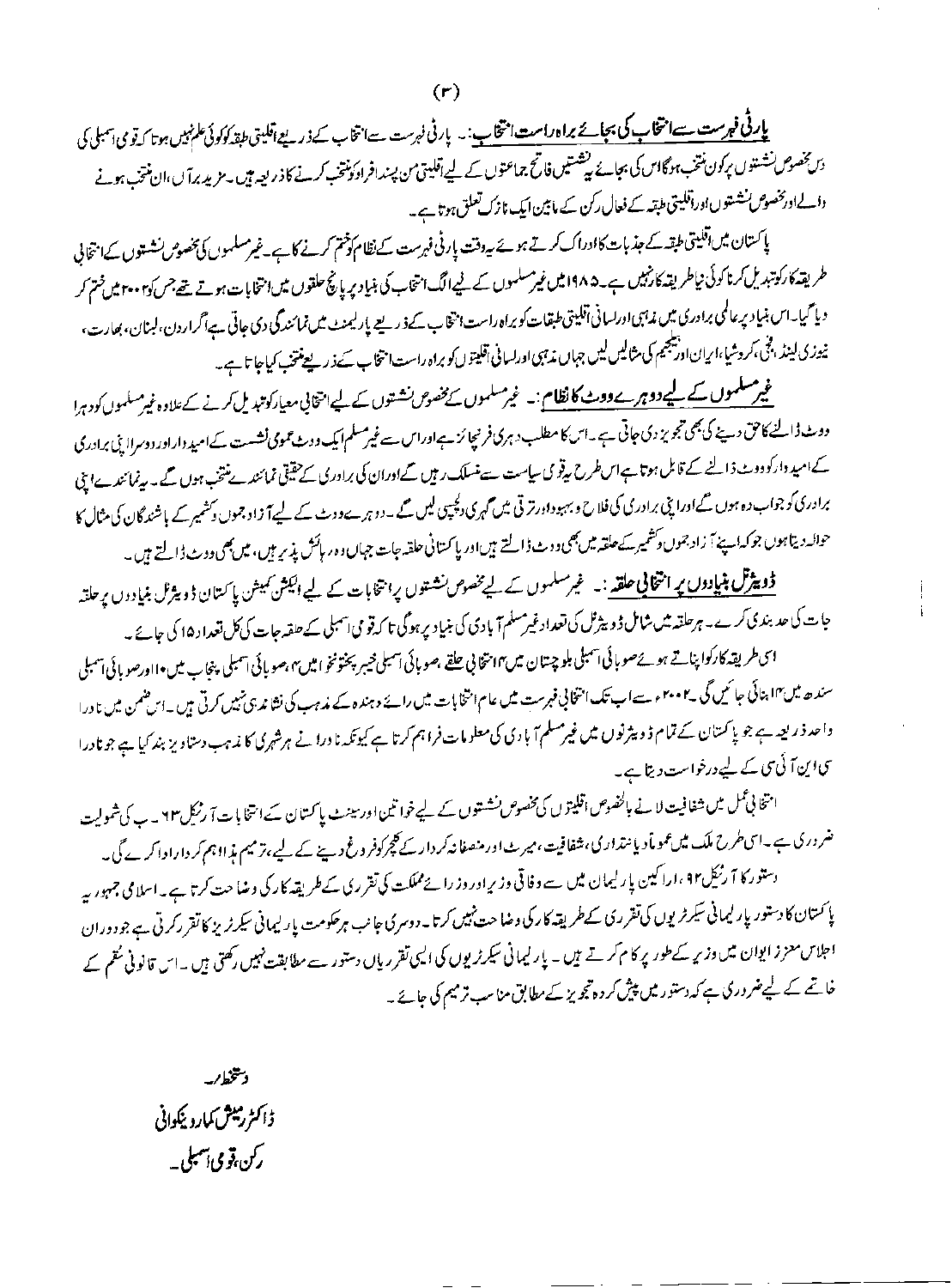**پارٹی فہرست سے انتخاب کی بجائے براہ راست انتخاب**:۔ پارٹی فہرست سے انتخاب کے ذریعے اقلیتی طبقہ کو کوئی علم نہیں ہوتا کہ قومی اسمبلی کی دس مخصوص نشستوں پر کون منتخب ہوگا اس کی بجائے یہ نشستیں فاتح جماعتوں کے لیے اقلیتی من پسند افراد کو منتخب کرنے کا ذریعہ ہیں۔ مزید برآں، ان منتخب ہونے والے اور مخصوص نشستوں اور اقلیتی طبقہ کے فعال رکن کے مابین ایک نازک تعلق ہوتا ہے۔

پاکستان میں اقلیتی طبقہ کے جذبات کا ادراک کرتے ہوئے یہ وقت پارٹی فہرست کے نظام کو ختم کرنے کا ہے۔ غیر مسلموں کی مخصوص نشستوں کے انتخابی طریقہ کار کو تبدیل کرنا کوئی نیا طریقہ کار نہیں ہے۔ ۱۹۸۵ میں غیر مسلموں کے لیے الگ انتخاب کی بنیاد پر پانچ حلقوں میں انتخابات ہوتے تھے جس کو ۲۰۰۲ میں ختم کر دیا گیا۔ اس بنیاد پر عالمی برادری میں مذہبی اور لسانی اقلیتی طبقات کو براہ راست انتخاب کے ذریعے پارلیمنٹ میں نمائندگی دی جاتی ہے اگر اردن، لبنان، بھارت، نیوزی لینڈ، فجی، کروشیا، ایران اور بیلجیم کی مثالیں لیں جہاں مذہبی اور لسانی اقلیتوں کو براہ راست انتخاب کے ذریعے منتخب کیا جاتا ہے۔

**غیر مسلموں کے لیے دوہرے ووٹ کا نظام**:۔ غیر مسلموں کے مخصوص نشستوں کے لیے انتخابی معیار کو تبدیل کرنے کے علاوہ غیر مسلموں کو دوہرا ووٹ ڈالنے کا حق دینے کی بھی تجویز دی جاتی ہے۔ اس کا مطلب دہری فرنچائز ہے اور اس سے غیر مسلم ایک ووٹ عمومی نشست کے امیدوار اور دوسرا اپنی برادری کے امیدوار کو ووٹ ڈالنے کے قابل ہوتا ہے اس طرح یہ قومی سیاست سے منسلک رہیں گے اور ان کی برادری کے حقیقی نمائندے منتخب ہوں گے۔ یہ نمائندے اپنی برادری کو جواب دہ ہوں گے اور اپنی برادری کی فلاح و بہبود اور ترقی میں گہری دلچسپی لیں گے۔ دوہرے ووٹ کے لیے آزاد جموں و کشمیر کے باشندگان کی مثال کا حوالہ دیتا ہوں جو کہ اپنے آزاد جموں و کشمیر کے حلقہ میں بھی ووٹ ڈالتے ہیں اور پاکستانی حلقہ جات جہاں وہ رہائش پذیر ہیں، میں بھی ووٹ ڈالتے ہیں۔

**ڈویژنل بنیادوں پر انتخابی حلقہ**:۔ غیر مسلموں کے لیے مخصوص نشستوں پر انتخابات کے لیے الیکشن کمیشن پاکستان ڈویژنل بنیادوں پر حلقہ جات کی حد بندی کرے۔ ہر حلقہ میں شامل ڈویژنل کی تعداد غیر مسلم آبادی کی بنیاد پر ہوگی تا کہ قومی اسمبلی کے حلقہ جات کی کل تعداد ۱۵ کی جائے۔

اسی طریقہ کار کو اپناتے ہوئے صوبائی اسمبلی بلوچستان میں ۴ انتخابی حلقے، صوبائی اسمبلی خیبر پختونخوا میں ۴، صوبائی اسمبلی پنجاب میں ۱۰ اور صوبائی اسمبلی سندھ میں ۱۴ بنائی جائیں گی۔ ۲۰۰۲ء سے اب تک انتخابی فہرست میں عام انتخابات میں رائے دہندہ کے مذہب کی نشاندہی نہیں کرتی ہیں۔ اس ضمن میں نادرا واحد ذریعہ ہے جو پاکستان کے تمام ڈویژنوں میں غیر مسلم آبادی کی معلومات فراہم کرتا ہے کیونکہ نادرا نے ہر شہری کا مذہب دستاویز بند کیا ہے جو نادرا سی این آئی سی کے لیے درخواست دیتا ہے۔

انتخابی عمل میں شفافیت لانے بالخصوص اقلیتوں کی مخصوص نشستوں کے لیے خواتین اور سینٹ پاکستان کے انتخابات آرٹیکل ۶۳۔ ب کی شمولیت ضروری ہے۔ اسی طرح ملک میں عمومی نمائندگی، شفافیت، میرٹ اور منصفانہ کردار کے کلچر کو فروغ دینے کے لیے، ترمیم ہذا اہم کردار ادا کرے گی۔

دستور کا آرٹیکل ۹۲، اراکین پارلیمان میں سے وفاقی وزیر اور وزرائے مملکت کی تقرری کے طریقہ کار کی وضاحت کرتا ہے۔ اسلامی جمہوریہ پاکستان کا دستور پارلیمانی سیکرٹریوں کی تقرری کے طریقہ کار کی وضاحت نہیں کرتا۔ دوسری جانب ہر حکومت پارلیمانی سیکرٹریز کا تقرر کرتی ہے جو دوران اجلاس معزز ایوان میں وزیر کے طور پر کام کرتے ہیں۔ پارلیمانی سیکرٹریوں کی ایسی تقرریاں دستور سے مطابقت نہیں رکھتی ہیں۔ اس قانونی سقم کے خاتمے کے لیے ضروری ہے کہ دستور میں پیش کردہ تجویز کے مطابق مناسب ترمیم کی جائے۔

دستخط۔

ڈاکٹر رمیش کمار وینکوانی

رکن، قومی اسمبلی۔